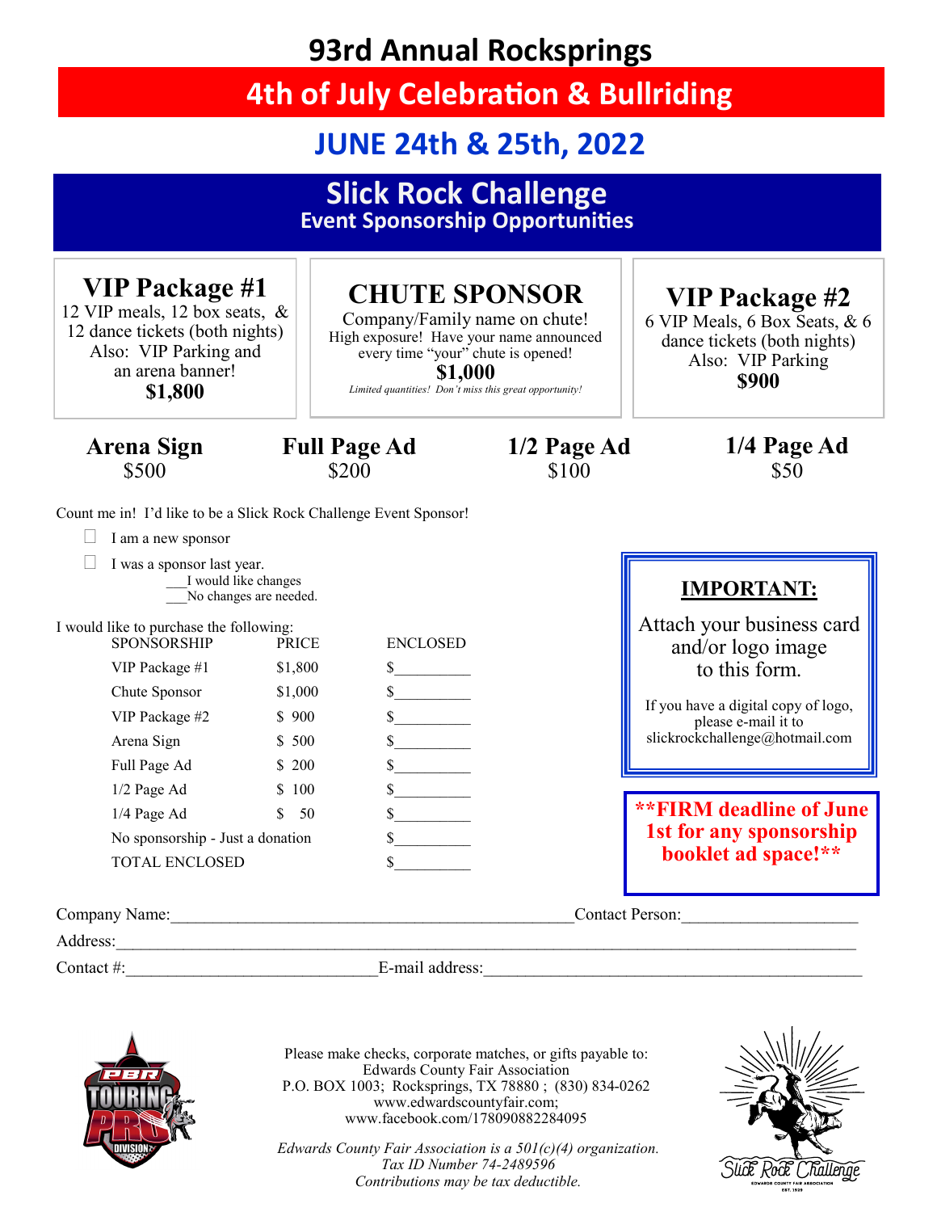# 93rd Annual Rocksprings

## 4th of July Celebration & Bullriding

## JUNE 24th & 25th, 2022

## Slick Rock Challenge

### Event Sponsorship Opportunities

**VIP Package #1**
12 VIP meals, 12 box seats, & 12 dance tickets (both nights)
Also: VIP Parking and an arena banner!
**$1,800**

**CHUTE SPONSOR**
Company/Family name on chute!
High exposure! Have your name announced every time "your" chute is opened!
**$1,000**
*Limited quantities! Don't miss this great opportunity!*

**VIP Package #2**
6 VIP Meals, 6 Box Seats, & 6 dance tickets (both nights)
Also: VIP Parking
**$900**

**Arena Sign** $500

**Full Page Ad** $200

**1/2 Page Ad** $100

**1/4 Page Ad** $50

Count me in! I'd like to be a Slick Rock Challenge Event Sponsor!

- ☐ I am a new sponsor
- ☐ I was a sponsor last year.
  - ___I would like changes
  - ___No changes are needed.

I would like to purchase the following:

| SPONSORSHIP | PRICE | ENCLOSED |
|---|---|---|
| VIP Package #1 | $1,800 | $_________ |
| Chute Sponsor | $1,000 | $_________ |
| VIP Package #2 | $ 900 | $_________ |
| Arena Sign | $ 500 | $_________ |
| Full Page Ad | $ 200 | $_________ |
| 1/2 Page Ad | $ 100 | $_________ |
| 1/4 Page Ad | $ 50 | $_________ |
| No sponsorship - Just a donation | | $_________ |
| TOTAL ENCLOSED | | $_________ |

**IMPORTANT:**

Attach your business card and/or logo image to this form.

If you have a digital copy of logo, please e-mail it to slickrockchallenge@hotmail.com

**\*\*FIRM deadline of June 1st for any sponsorship booklet ad space!\*\***

Company Name:_______________________________________________Contact Person:____________________

Address:_____________________________________________________________________________________

Contact #:______________________________ E-mail address:_____________________________________________

Please make checks, corporate matches, or gifts payable to:
Edwards County Fair Association
P.O. BOX 1003; Rocksprings, TX 78880 ; (830) 834-0262
www.edwardscountyfair.com;
www.facebook.com/178090882284095

*Edwards County Fair Association is a 501(c)(4) organization.*
*Tax ID Number 74-2489596*
*Contributions may be tax deductible.*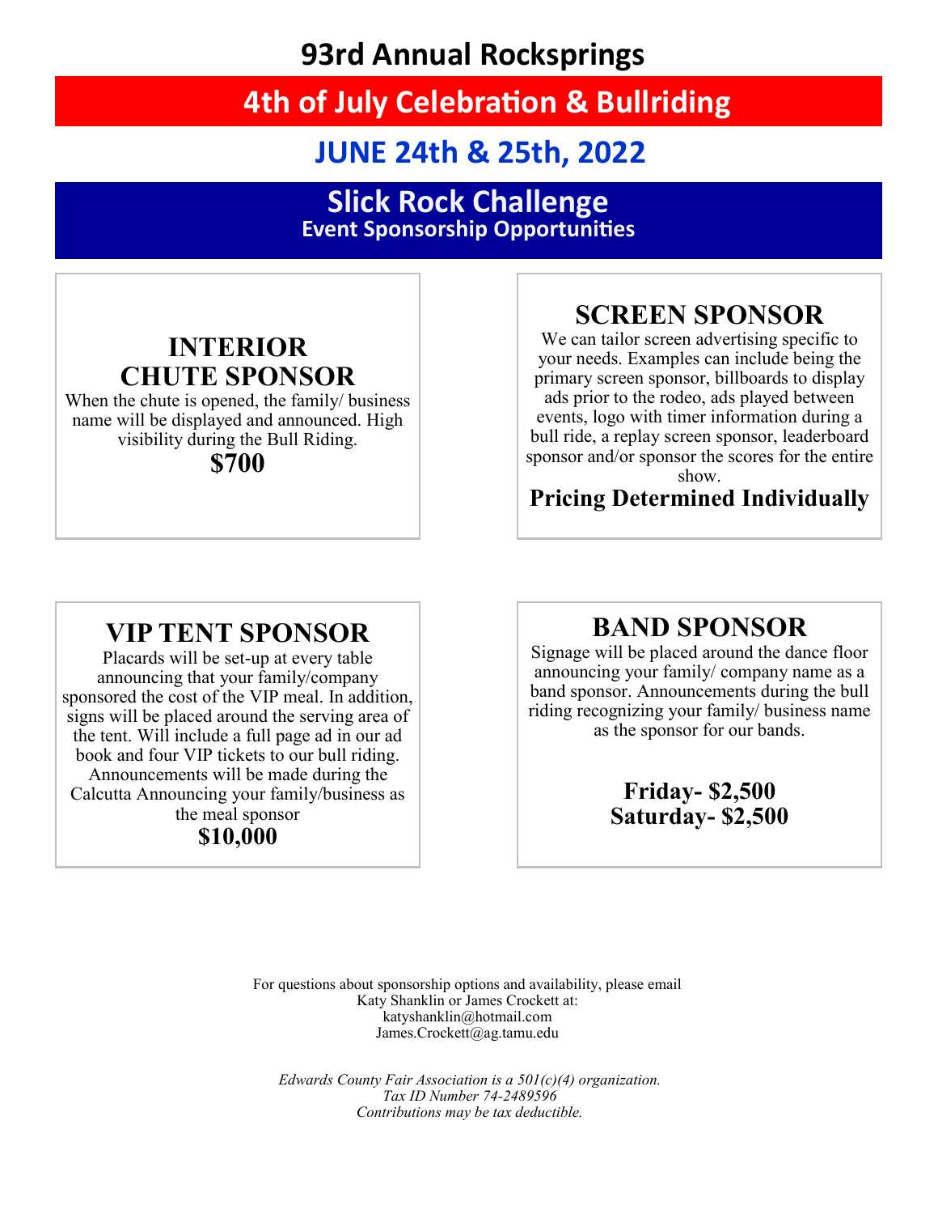# 93rd Annual Rocksprings

## 4th of July Celebration & Bullriding

## JUNE 24th & 25th, 2022

## Slick Rock Challenge

**Event Sponsorship Opportunities**

### INTERIOR CHUTE SPONSOR

When the chute is opened, the family/ business name will be displayed and announced. High visibility during the Bull Riding.

**$700**

### SCREEN SPONSOR

We can tailor screen advertising specific to your needs. Examples can include being the primary screen sponsor, billboards to display ads prior to the rodeo, ads played between events, logo with timer information during a bull ride, a replay screen sponsor, leaderboard sponsor and/or sponsor the scores for the entire show.

**Pricing Determined Individually**

### VIP TENT SPONSOR

Placards will be set-up at every table announcing that your family/company sponsored the cost of the VIP meal. In addition, signs will be placed around the serving area of the tent. Will include a full page ad in our ad book and four VIP tickets to our bull riding. Announcements will be made during the Calcutta Announcing your family/business as the meal sponsor

**$10,000**

### BAND SPONSOR

Signage will be placed around the dance floor announcing your family/ company name as a band sponsor. Announcements during the bull riding recognizing your family/ business name as the sponsor for our bands.

**Friday- $2,500**
**Saturday- $2,500**

For questions about sponsorship options and availability, please email Katy Shanklin or James Crockett at:
katyshanklin@hotmail.com
James.Crockett@ag.tamu.edu

*Edwards County Fair Association is a 501(c)(4) organization.*
*Tax ID Number 74-2489596*
*Contributions may be tax deductible.*